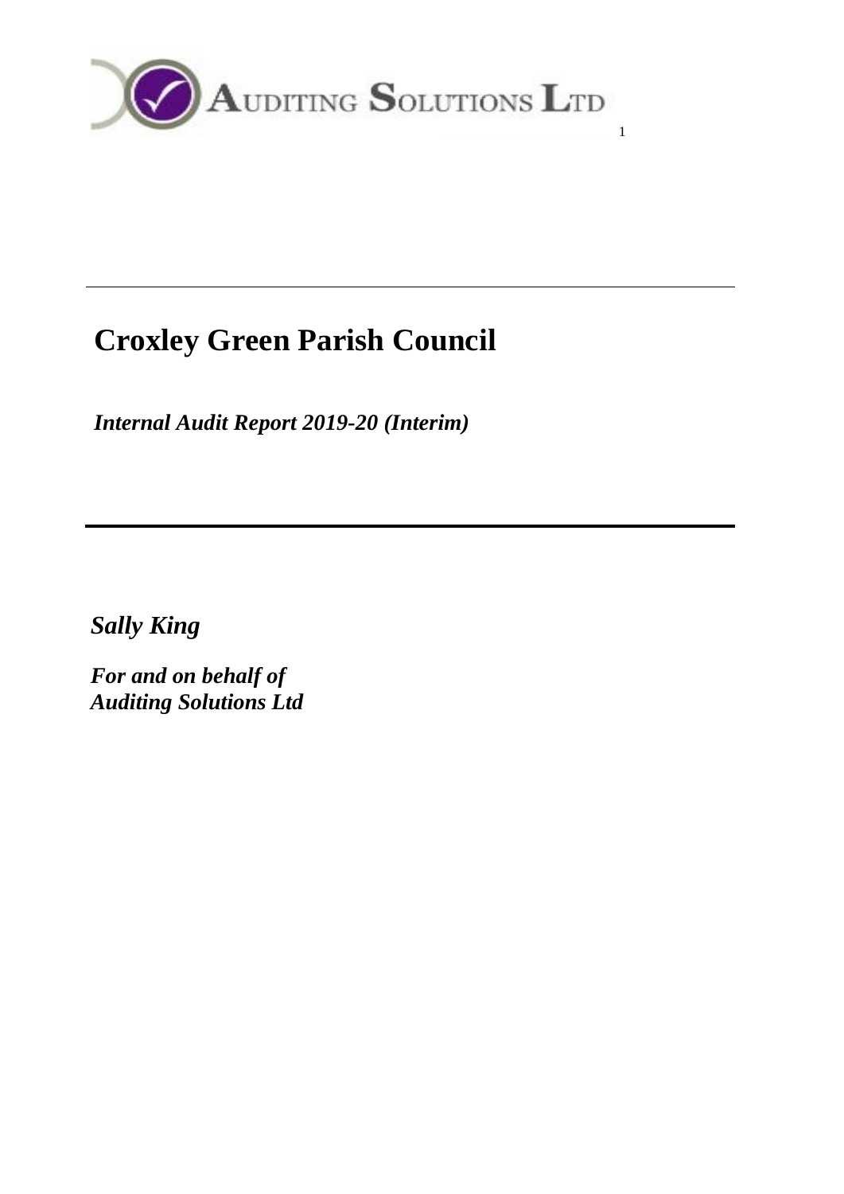AUDITING SOLUTIONS LTD

# Croxley Green Parish Council

*Internal Audit Report 2019-20 (Interim)*

*Sally King*

***For and on behalf of Auditing Solutions Ltd***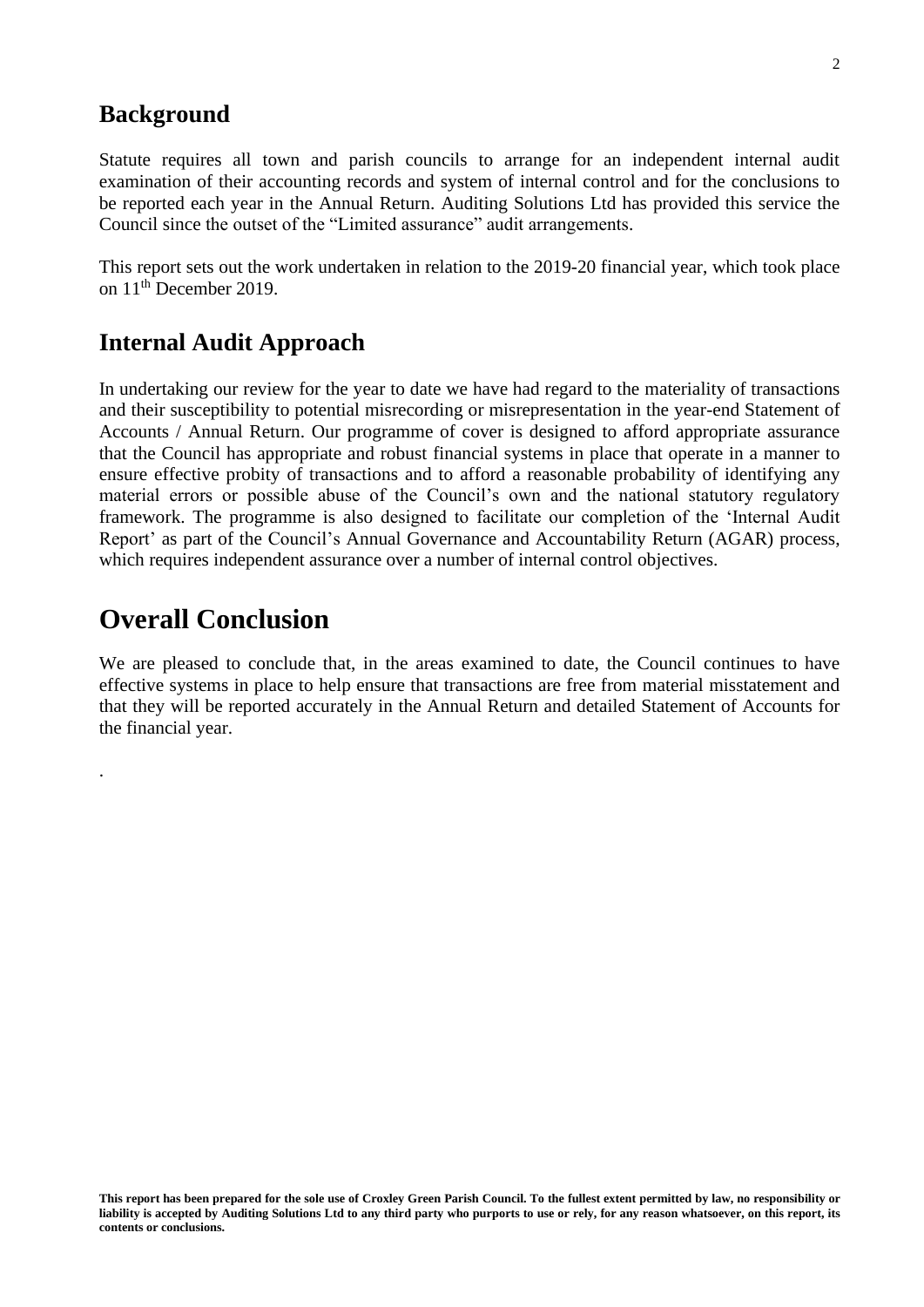## Background

Statute requires all town and parish councils to arrange for an independent internal audit examination of their accounting records and system of internal control and for the conclusions to be reported each year in the Annual Return. Auditing Solutions Ltd has provided this service the Council since the outset of the "Limited assurance" audit arrangements.

This report sets out the work undertaken in relation to the 2019-20 financial year, which took place on 11th December 2019.

## Internal Audit Approach

In undertaking our review for the year to date we have had regard to the materiality of transactions and their susceptibility to potential misrecording or misrepresentation in the year-end Statement of Accounts / Annual Return. Our programme of cover is designed to afford appropriate assurance that the Council has appropriate and robust financial systems in place that operate in a manner to ensure effective probity of transactions and to afford a reasonable probability of identifying any material errors or possible abuse of the Council's own and the national statutory regulatory framework. The programme is also designed to facilitate our completion of the 'Internal Audit Report' as part of the Council's Annual Governance and Accountability Return (AGAR) process, which requires independent assurance over a number of internal control objectives.

# Overall Conclusion

We are pleased to conclude that, in the areas examined to date, the Council continues to have effective systems in place to help ensure that transactions are free from material misstatement and that they will be reported accurately in the Annual Return and detailed Statement of Accounts for the financial year.

.

**This report has been prepared for the sole use of Croxley Green Parish Council. To the fullest extent permitted by law, no responsibility or liability is accepted by Auditing Solutions Ltd to any third party who purports to use or rely, for any reason whatsoever, on this report, its contents or conclusions.**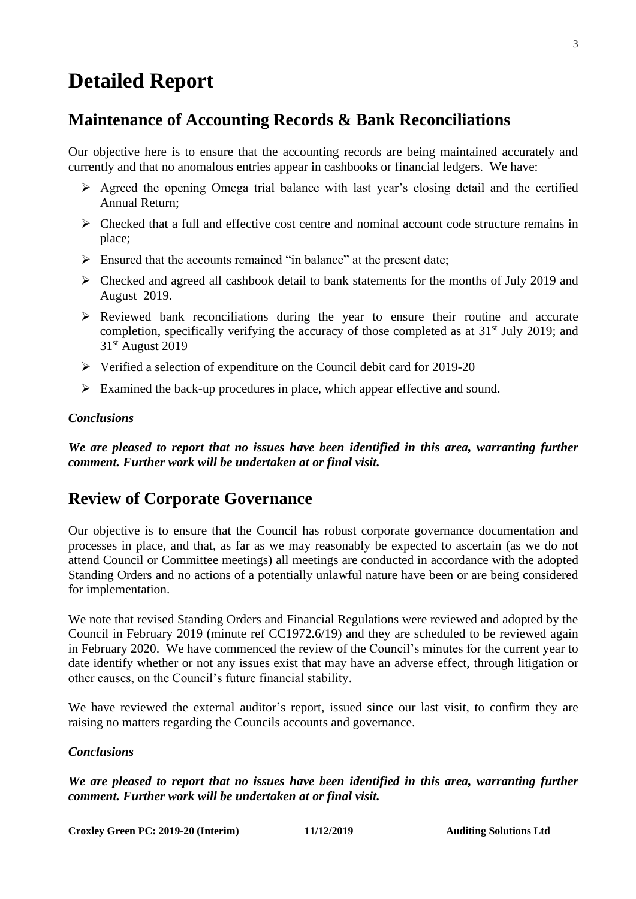# Detailed Report

## Maintenance of Accounting Records & Bank Reconciliations

Our objective here is to ensure that the accounting records are being maintained accurately and currently and that no anomalous entries appear in cashbooks or financial ledgers. We have:

- Agreed the opening Omega trial balance with last year's closing detail and the certified Annual Return;
- Checked that a full and effective cost centre and nominal account code structure remains in place;
- Ensured that the accounts remained "in balance" at the present date;
- Checked and agreed all cashbook detail to bank statements for the months of July 2019 and August 2019.
- Reviewed bank reconciliations during the year to ensure their routine and accurate completion, specifically verifying the accuracy of those completed as at 31st July 2019; and 31st August 2019
- Verified a selection of expenditure on the Council debit card for 2019-20
- Examined the back-up procedures in place, which appear effective and sound.

### *Conclusions*

***We are pleased to report that no issues have been identified in this area, warranting further comment. Further work will be undertaken at or final visit.***

## Review of Corporate Governance

Our objective is to ensure that the Council has robust corporate governance documentation and processes in place, and that, as far as we may reasonably be expected to ascertain (as we do not attend Council or Committee meetings) all meetings are conducted in accordance with the adopted Standing Orders and no actions of a potentially unlawful nature have been or are being considered for implementation.

We note that revised Standing Orders and Financial Regulations were reviewed and adopted by the Council in February 2019 (minute ref CC1972.6/19) and they are scheduled to be reviewed again in February 2020. We have commenced the review of the Council's minutes for the current year to date identify whether or not any issues exist that may have an adverse effect, through litigation or other causes, on the Council's future financial stability.

We have reviewed the external auditor's report, issued since our last visit, to confirm they are raising no matters regarding the Councils accounts and governance.

### *Conclusions*

***We are pleased to report that no issues have been identified in this area, warranting further comment. Further work will be undertaken at or final visit.***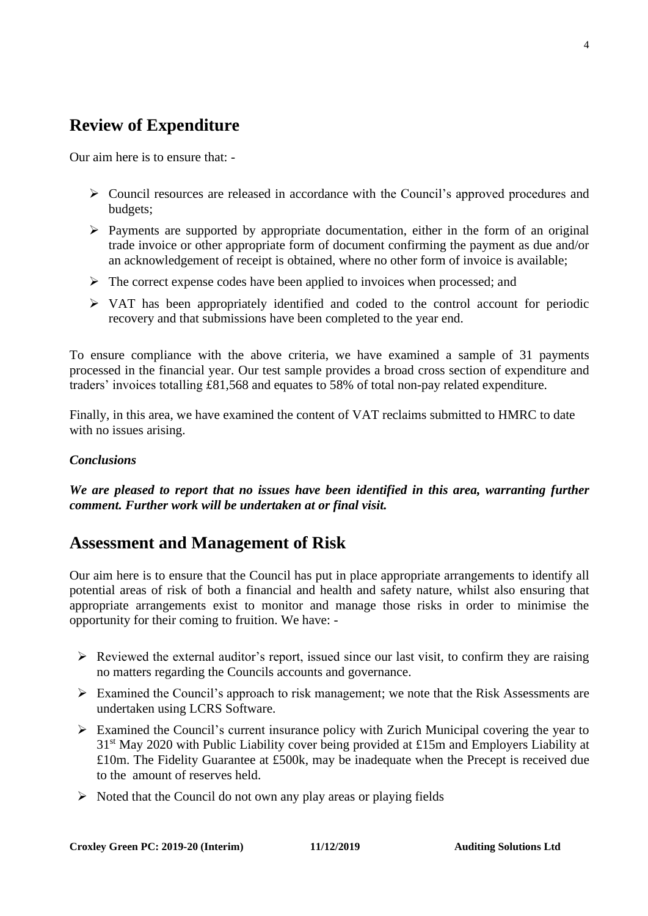## Review of Expenditure

Our aim here is to ensure that: -

- Council resources are released in accordance with the Council's approved procedures and budgets;
- Payments are supported by appropriate documentation, either in the form of an original trade invoice or other appropriate form of document confirming the payment as due and/or an acknowledgement of receipt is obtained, where no other form of invoice is available;
- The correct expense codes have been applied to invoices when processed; and
- VAT has been appropriately identified and coded to the control account for periodic recovery and that submissions have been completed to the year end.

To ensure compliance with the above criteria, we have examined a sample of 31 payments processed in the financial year. Our test sample provides a broad cross section of expenditure and traders' invoices totalling £81,568 and equates to 58% of total non-pay related expenditure.

Finally, in this area, we have examined the content of VAT reclaims submitted to HMRC to date with no issues arising.

### *Conclusions*

***We are pleased to report that no issues have been identified in this area, warranting further comment. Further work will be undertaken at or final visit.***

## Assessment and Management of Risk

Our aim here is to ensure that the Council has put in place appropriate arrangements to identify all potential areas of risk of both a financial and health and safety nature, whilst also ensuring that appropriate arrangements exist to monitor and manage those risks in order to minimise the opportunity for their coming to fruition. We have: -

- Reviewed the external auditor's report, issued since our last visit, to confirm they are raising no matters regarding the Councils accounts and governance.
- Examined the Council's approach to risk management; we note that the Risk Assessments are undertaken using LCRS Software.
- Examined the Council's current insurance policy with Zurich Municipal covering the year to 31st May 2020 with Public Liability cover being provided at £15m and Employers Liability at £10m. The Fidelity Guarantee at £500k, may be inadequate when the Precept is received due to the amount of reserves held.
- Noted that the Council do not own any play areas or playing fields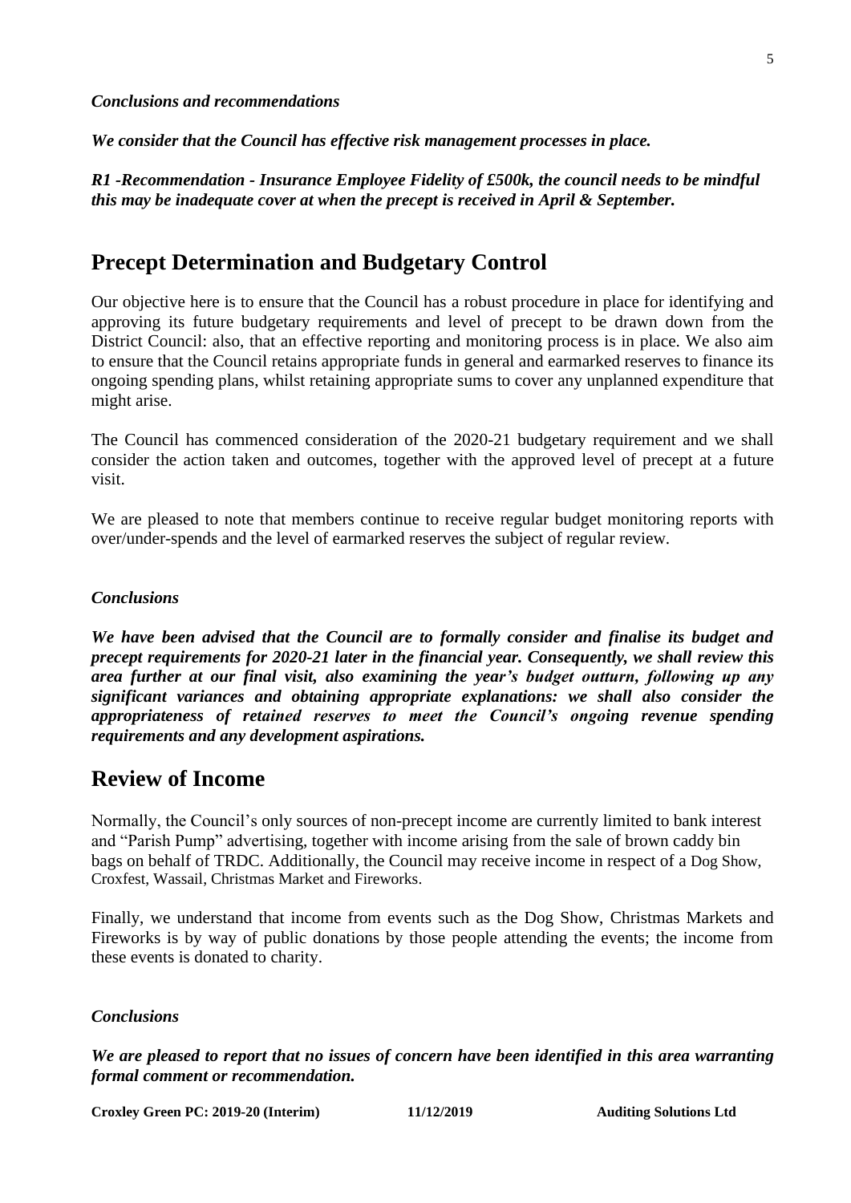***Conclusions and recommendations***

***We consider that the Council has effective risk management processes in place.***

***R1 -Recommendation - Insurance Employee Fidelity of £500k, the council needs to be mindful this may be inadequate cover at when the precept is received in April & September.***

## Precept Determination and Budgetary Control

Our objective here is to ensure that the Council has a robust procedure in place for identifying and approving its future budgetary requirements and level of precept to be drawn down from the District Council: also, that an effective reporting and monitoring process is in place. We also aim to ensure that the Council retains appropriate funds in general and earmarked reserves to finance its ongoing spending plans, whilst retaining appropriate sums to cover any unplanned expenditure that might arise.

The Council has commenced consideration of the 2020-21 budgetary requirement and we shall consider the action taken and outcomes, together with the approved level of precept at a future visit.

We are pleased to note that members continue to receive regular budget monitoring reports with over/under-spends and the level of earmarked reserves the subject of regular review.

***Conclusions***

***We have been advised that the Council are to formally consider and finalise its budget and precept requirements for 2020-21 later in the financial year. Consequently, we shall review this area further at our final visit, also examining the year's budget outturn, following up any significant variances and obtaining appropriate explanations: we shall also consider the appropriateness of retained reserves to meet the Council's ongoing revenue spending requirements and any development aspirations.***

## Review of Income

Normally, the Council's only sources of non-precept income are currently limited to bank interest and "Parish Pump" advertising, together with income arising from the sale of brown caddy bin bags on behalf of TRDC. Additionally, the Council may receive income in respect of a Dog Show, Croxfest, Wassail, Christmas Market and Fireworks.

Finally, we understand that income from events such as the Dog Show, Christmas Markets and Fireworks is by way of public donations by those people attending the events; the income from these events is donated to charity.

***Conclusions***

***We are pleased to report that no issues of concern have been identified in this area warranting formal comment or recommendation.***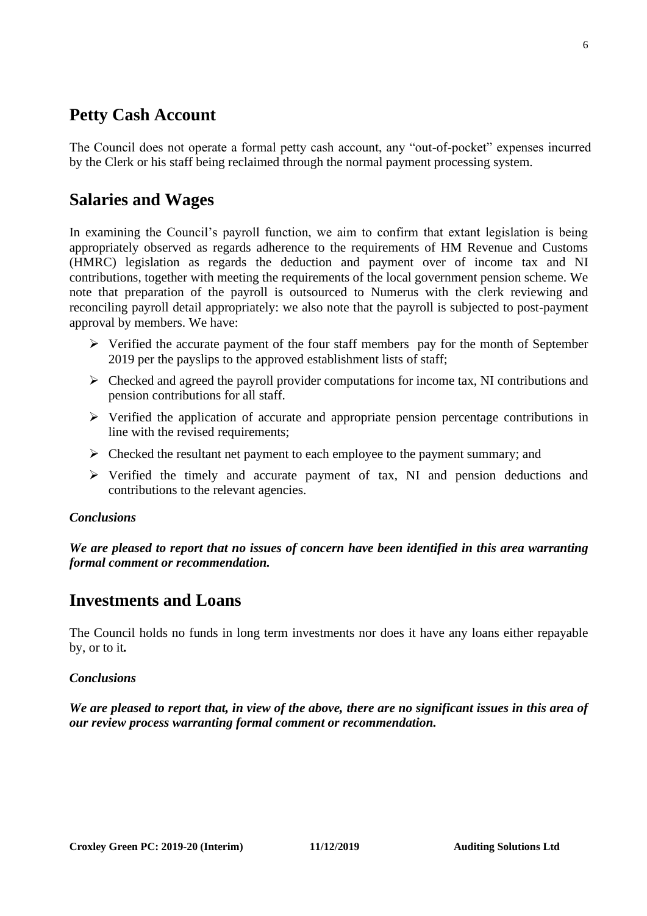## Petty Cash Account

The Council does not operate a formal petty cash account, any "out-of-pocket" expenses incurred by the Clerk or his staff being reclaimed through the normal payment processing system.

## Salaries and Wages

In examining the Council's payroll function, we aim to confirm that extant legislation is being appropriately observed as regards adherence to the requirements of HM Revenue and Customs (HMRC) legislation as regards the deduction and payment over of income tax and NI contributions, together with meeting the requirements of the local government pension scheme. We note that preparation of the payroll is outsourced to Numerus with the clerk reviewing and reconciling payroll detail appropriately: we also note that the payroll is subjected to post-payment approval by members. We have:

- Verified the accurate payment of the four staff members pay for the month of September 2019 per the payslips to the approved establishment lists of staff;
- Checked and agreed the payroll provider computations for income tax, NI contributions and pension contributions for all staff.
- Verified the application of accurate and appropriate pension percentage contributions in line with the revised requirements;
- Checked the resultant net payment to each employee to the payment summary; and
- Verified the timely and accurate payment of tax, NI and pension deductions and contributions to the relevant agencies.

### *Conclusions*

***We are pleased to report that no issues of concern have been identified in this area warranting formal comment or recommendation.***

## Investments and Loans

The Council holds no funds in long term investments nor does it have any loans either repayable by, or to it.

### *Conclusions*

***We are pleased to report that, in view of the above, there are no significant issues in this area of our review process warranting formal comment or recommendation.***